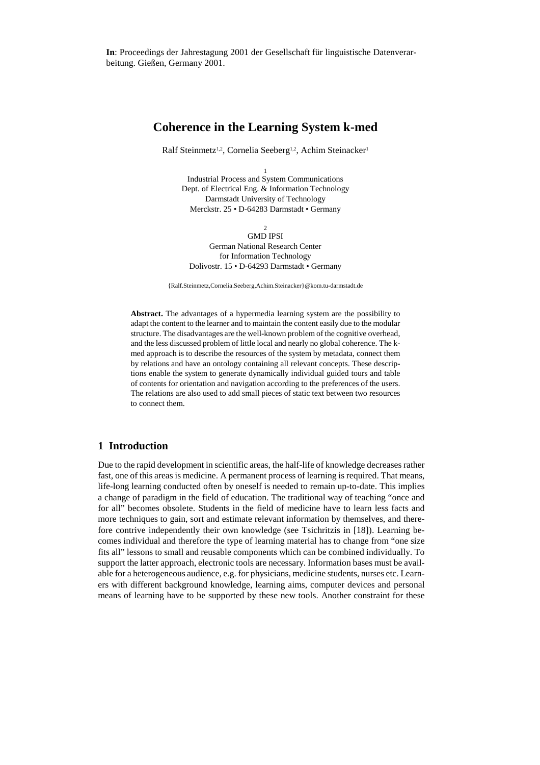**In**: Proceedings der Jahrestagung 2001 der Gesellschaft für linguistische Datenverarbeitung. Gießen, Germany 2001.

# Coherence in the Learning System k-med

Ralf Steinmetz[1,2], Cornelia Seeberg[1,2], Achim Steinacker[1]

[1]
Industrial Process and System Communications
Dept. of Electrical Eng. & Information Technology
Darmstadt University of Technology
Merckstr. 25 • D-64283 Darmstadt • Germany

[2]
GMD IPSI
German National Research Center
for Information Technology
Dolivostr. 15 • D-64293 Darmstadt • Germany

{Ralf.Steinmetz,Cornelia.Seeberg,Achim.Steinacker}@kom.tu-darmstadt.de

**Abstract.** The advantages of a hypermedia learning system are the possibility to adapt the content to the learner and to maintain the content easily due to the modular structure. The disadvantages are the well-known problem of the cognitive overhead, and the less discussed problem of little local and nearly no global coherence. The k-med approach is to describe the resources of the system by metadata, connect them by relations and have an ontology containing all relevant concepts. These descriptions enable the system to generate dynamically individual guided tours and table of contents for orientation and navigation according to the preferences of the users. The relations are also used to add small pieces of static text between two resources to connect them.

## 1 Introduction

Due to the rapid development in scientific areas, the half-life of knowledge decreases rather fast, one of this areas is medicine. A permanent process of learning is required. That means, life-long learning conducted often by oneself is needed to remain up-to-date. This implies a change of paradigm in the field of education. The traditional way of teaching "once and for all" becomes obsolete. Students in the field of medicine have to learn less facts and more techniques to gain, sort and estimate relevant information by themselves, and therefore contrive independently their own knowledge (see Tsichritzis in [18]). Learning becomes individual and therefore the type of learning material has to change from "one size fits all" lessons to small and reusable components which can be combined individually. To support the latter approach, electronic tools are necessary. Information bases must be available for a heterogeneous audience, e.g. for physicians, medicine students, nurses etc. Learners with different background knowledge, learning aims, computer devices and personal means of learning have to be supported by these new tools. Another constraint for these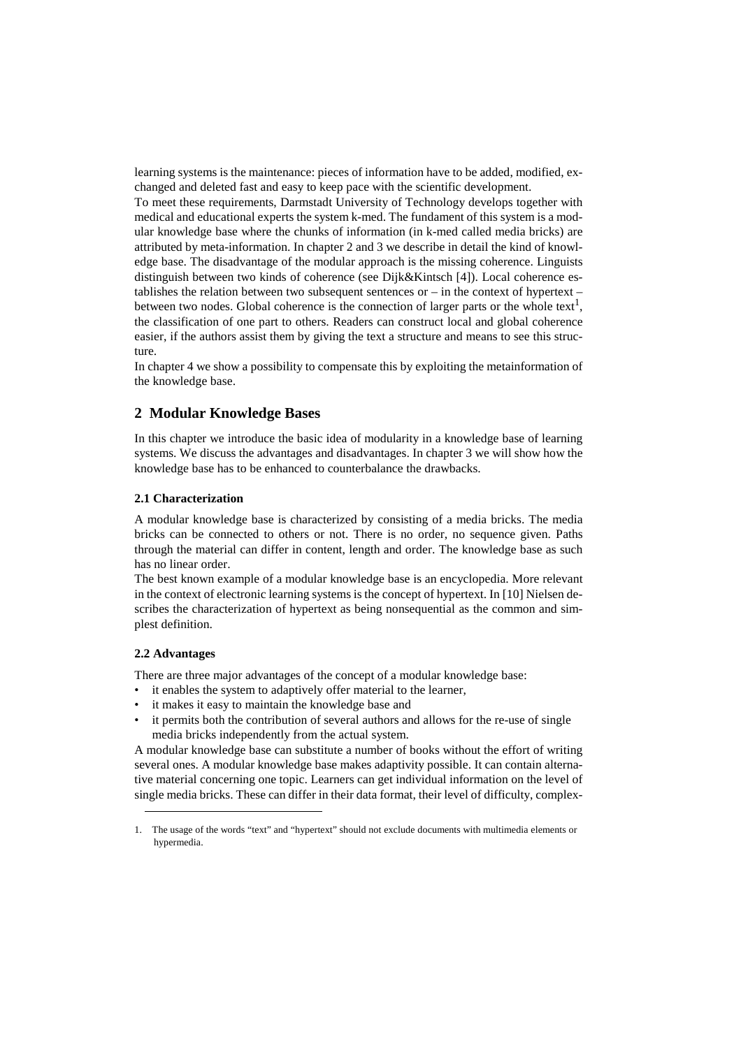learning systems is the maintenance: pieces of information have to be added, modified, exchanged and deleted fast and easy to keep pace with the scientific development.

To meet these requirements, Darmstadt University of Technology develops together with medical and educational experts the system k-med. The fundament of this system is a modular knowledge base where the chunks of information (in k-med called media bricks) are attributed by meta-information. In chapter 2 and 3 we describe in detail the kind of knowledge base. The disadvantage of the modular approach is the missing coherence. Linguists distinguish between two kinds of coherence (see Dijk&Kintsch [4]). Local coherence establishes the relation between two subsequent sentences or – in the context of hypertext – between two nodes. Global coherence is the connection of larger parts or the whole text[1], the classification of one part to others. Readers can construct local and global coherence easier, if the authors assist them by giving the text a structure and means to see this structure.

In chapter 4 we show a possibility to compensate this by exploiting the metainformation of the knowledge base.

## 2 Modular Knowledge Bases

In this chapter we introduce the basic idea of modularity in a knowledge base of learning systems. We discuss the advantages and disadvantages. In chapter 3 we will show how the knowledge base has to be enhanced to counterbalance the drawbacks.

### 2.1 Characterization

A modular knowledge base is characterized by consisting of a media bricks. The media bricks can be connected to others or not. There is no order, no sequence given. Paths through the material can differ in content, length and order. The knowledge base as such has no linear order.

The best known example of a modular knowledge base is an encyclopedia. More relevant in the context of electronic learning systems is the concept of hypertext. In [10] Nielsen describes the characterization of hypertext as being nonsequential as the common and simplest definition.

### 2.2 Advantages

There are three major advantages of the concept of a modular knowledge base:

- it enables the system to adaptively offer material to the learner,
- it makes it easy to maintain the knowledge base and
- it permits both the contribution of several authors and allows for the re-use of single media bricks independently from the actual system.

A modular knowledge base can substitute a number of books without the effort of writing several ones. A modular knowledge base makes adaptivity possible. It can contain alternative material concerning one topic. Learners can get individual information on the level of single media bricks. These can differ in their data format, their level of difficulty, complex-

1. The usage of the words "text" and "hypertext" should not exclude documents with multimedia elements or hypermedia.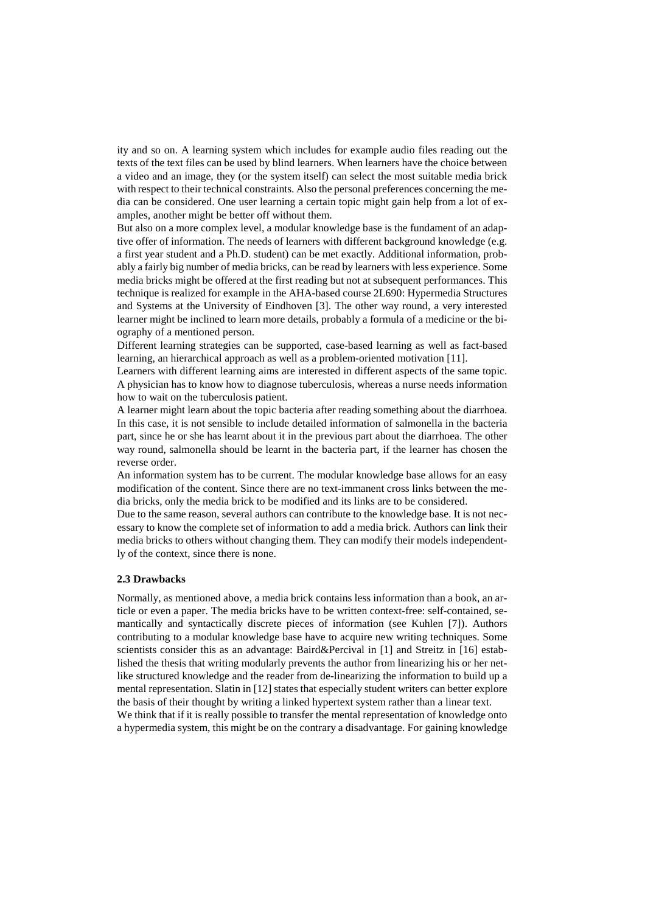ity and so on. A learning system which includes for example audio files reading out the texts of the text files can be used by blind learners. When learners have the choice between a video and an image, they (or the system itself) can select the most suitable media brick with respect to their technical constraints. Also the personal preferences concerning the media can be considered. One user learning a certain topic might gain help from a lot of examples, another might be better off without them.

But also on a more complex level, a modular knowledge base is the fundament of an adaptive offer of information. The needs of learners with different background knowledge (e.g. a first year student and a Ph.D. student) can be met exactly. Additional information, probably a fairly big number of media bricks, can be read by learners with less experience. Some media bricks might be offered at the first reading but not at subsequent performances. This technique is realized for example in the AHA-based course 2L690: Hypermedia Structures and Systems at the University of Eindhoven [3]. The other way round, a very interested learner might be inclined to learn more details, probably a formula of a medicine or the biography of a mentioned person.

Different learning strategies can be supported, case-based learning as well as fact-based learning, an hierarchical approach as well as a problem-oriented motivation [11].

Learners with different learning aims are interested in different aspects of the same topic. A physician has to know how to diagnose tuberculosis, whereas a nurse needs information how to wait on the tuberculosis patient.

A learner might learn about the topic bacteria after reading something about the diarrhoea. In this case, it is not sensible to include detailed information of salmonella in the bacteria part, since he or she has learnt about it in the previous part about the diarrhoea. The other way round, salmonella should be learnt in the bacteria part, if the learner has chosen the reverse order.

An information system has to be current. The modular knowledge base allows for an easy modification of the content. Since there are no text-immanent cross links between the media bricks, only the media brick to be modified and its links are to be considered.

Due to the same reason, several authors can contribute to the knowledge base. It is not necessary to know the complete set of information to add a media brick. Authors can link their media bricks to others without changing them. They can modify their models independently of the context, since there is none.

### 2.3 Drawbacks

Normally, as mentioned above, a media brick contains less information than a book, an article or even a paper. The media bricks have to be written context-free: self-contained, semantically and syntactically discrete pieces of information (see Kuhlen [7]). Authors contributing to a modular knowledge base have to acquire new writing techniques. Some scientists consider this as an advantage: Baird&Percival in [1] and Streitz in [16] established the thesis that writing modularly prevents the author from linearizing his or her net-like structured knowledge and the reader from de-linearizing the information to build up a mental representation. Slatin in [12] states that especially student writers can better explore the basis of their thought by writing a linked hypertext system rather than a linear text.

We think that if it is really possible to transfer the mental representation of knowledge onto a hypermedia system, this might be on the contrary a disadvantage. For gaining knowledge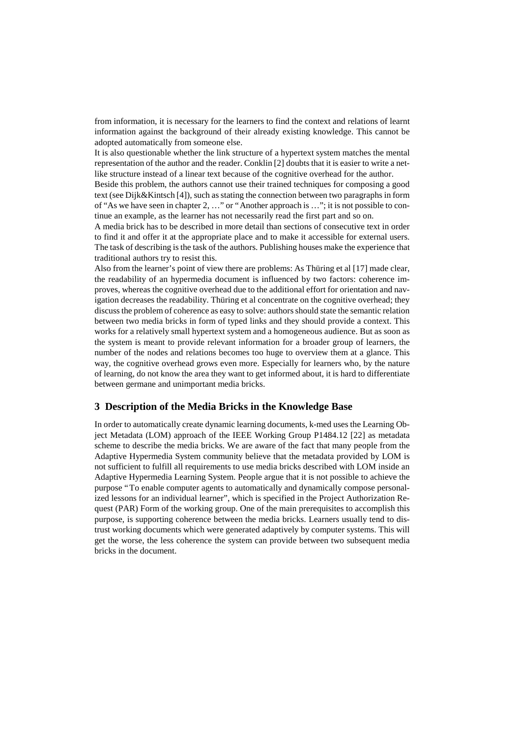from information, it is necessary for the learners to find the context and relations of learnt information against the background of their already existing knowledge. This cannot be adopted automatically from someone else.

It is also questionable whether the link structure of a hypertext system matches the mental representation of the author and the reader. Conklin [2] doubts that it is easier to write a net-like structure instead of a linear text because of the cognitive overhead for the author.

Beside this problem, the authors cannot use their trained techniques for composing a good text (see Dijk&Kintsch [4]), such as stating the connection between two paragraphs in form of "As we have seen in chapter 2, …" or "Another approach is …"; it is not possible to continue an example, as the learner has not necessarily read the first part and so on.

A media brick has to be described in more detail than sections of consecutive text in order to find it and offer it at the appropriate place and to make it accessible for external users. The task of describing is the task of the authors. Publishing houses make the experience that traditional authors try to resist this.

Also from the learner's point of view there are problems: As Thüring et al [17] made clear, the readability of an hypermedia document is influenced by two factors: coherence improves, whereas the cognitive overhead due to the additional effort for orientation and navigation decreases the readability. Thüring et al concentrate on the cognitive overhead; they discuss the problem of coherence as easy to solve: authors should state the semantic relation between two media bricks in form of typed links and they should provide a context. This works for a relatively small hypertext system and a homogeneous audience. But as soon as the system is meant to provide relevant information for a broader group of learners, the number of the nodes and relations becomes too huge to overview them at a glance. This way, the cognitive overhead grows even more. Especially for learners who, by the nature of learning, do not know the area they want to get informed about, it is hard to differentiate between germane and unimportant media bricks.

## 3 Description of the Media Bricks in the Knowledge Base

In order to automatically create dynamic learning documents, k-med uses the Learning Object Metadata (LOM) approach of the IEEE Working Group P1484.12 [22] as metadata scheme to describe the media bricks. We are aware of the fact that many people from the Adaptive Hypermedia System community believe that the metadata provided by LOM is not sufficient to fulfill all requirements to use media bricks described with LOM inside an Adaptive Hypermedia Learning System. People argue that it is not possible to achieve the purpose "To enable computer agents to automatically and dynamically compose personalized lessons for an individual learner", which is specified in the Project Authorization Request (PAR) Form of the working group. One of the main prerequisites to accomplish this purpose, is supporting coherence between the media bricks. Learners usually tend to distrust working documents which were generated adaptively by computer systems. This will get the worse, the less coherence the system can provide between two subsequent media bricks in the document.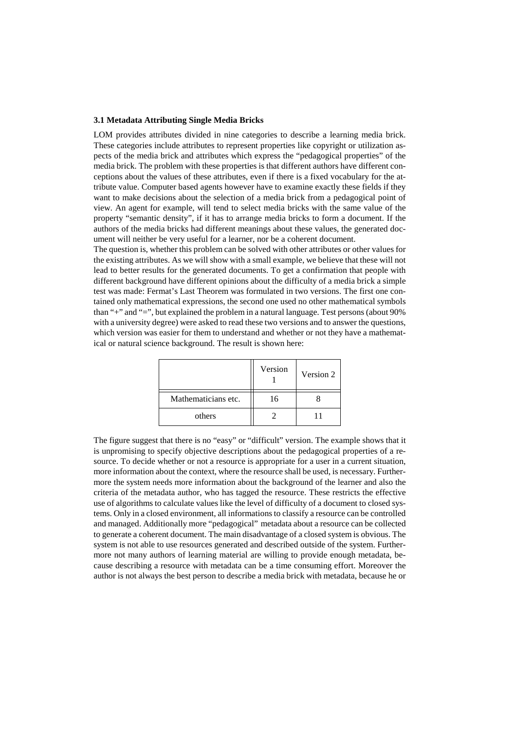### 3.1 Metadata Attributing Single Media Bricks

LOM provides attributes divided in nine categories to describe a learning media brick. These categories include attributes to represent properties like copyright or utilization aspects of the media brick and attributes which express the "pedagogical properties" of the media brick. The problem with these properties is that different authors have different conceptions about the values of these attributes, even if there is a fixed vocabulary for the attribute value. Computer based agents however have to examine exactly these fields if they want to make decisions about the selection of a media brick from a pedagogical point of view. An agent for example, will tend to select media bricks with the same value of the property "semantic density", if it has to arrange media bricks to form a document. If the authors of the media bricks had different meanings about these values, the generated document will neither be very useful for a learner, nor be a coherent document.

The question is, whether this problem can be solved with other attributes or other values for the existing attributes. As we will show with a small example, we believe that these will not lead to better results for the generated documents. To get a confirmation that people with different background have different opinions about the difficulty of a media brick a simple test was made: Fermat's Last Theorem was formulated in two versions. The first one contained only mathematical expressions, the second one used no other mathematical symbols than "+" and "=", but explained the problem in a natural language. Test persons (about 90% with a university degree) were asked to read these two versions and to answer the questions, which version was easier for them to understand and whether or not they have a mathematical or natural science background. The result is shown here:

| | Version 1 | Version 2 |
|---|---|---|
| Mathematicians etc. | 16 | 8 |
| others | 2 | 11 |

The figure suggest that there is no "easy" or "difficult" version. The example shows that it is unpromising to specify objective descriptions about the pedagogical properties of a resource. To decide whether or not a resource is appropriate for a user in a current situation, more information about the context, where the resource shall be used, is necessary. Furthermore the system needs more information about the background of the learner and also the criteria of the metadata author, who has tagged the resource. These restricts the effective use of algorithms to calculate values like the level of difficulty of a document to closed systems. Only in a closed environment, all informations to classify a resource can be controlled and managed. Additionally more "pedagogical" metadata about a resource can be collected to generate a coherent document. The main disadvantage of a closed system is obvious. The system is not able to use resources generated and described outside of the system. Furthermore not many authors of learning material are willing to provide enough metadata, because describing a resource with metadata can be a time consuming effort. Moreover the author is not always the best person to describe a media brick with metadata, because he or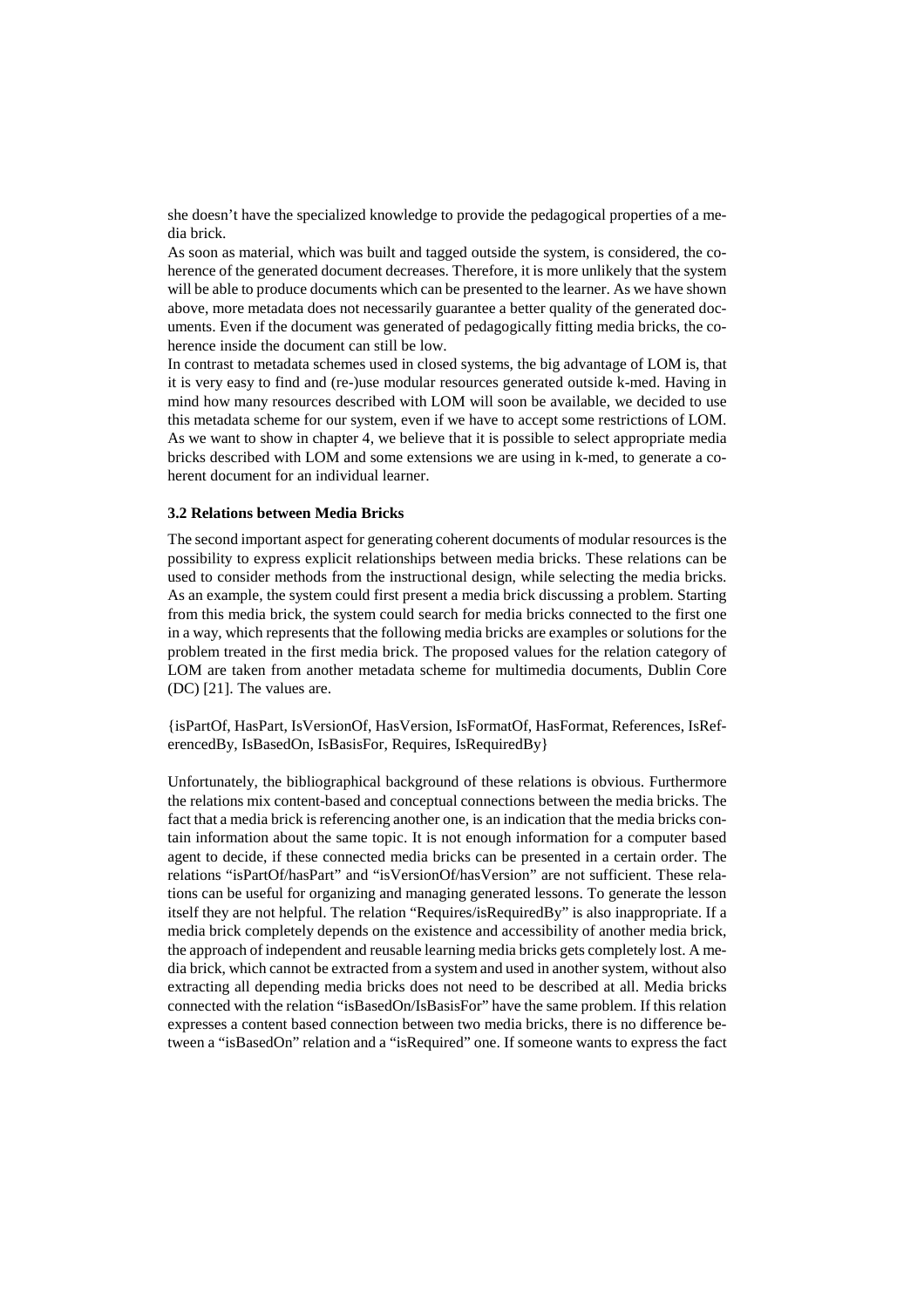she doesn't have the specialized knowledge to provide the pedagogical properties of a media brick.

As soon as material, which was built and tagged outside the system, is considered, the coherence of the generated document decreases. Therefore, it is more unlikely that the system will be able to produce documents which can be presented to the learner. As we have shown above, more metadata does not necessarily guarantee a better quality of the generated documents. Even if the document was generated of pedagogically fitting media bricks, the coherence inside the document can still be low.

In contrast to metadata schemes used in closed systems, the big advantage of LOM is, that it is very easy to find and (re-)use modular resources generated outside k-med. Having in mind how many resources described with LOM will soon be available, we decided to use this metadata scheme for our system, even if we have to accept some restrictions of LOM. As we want to show in chapter 4, we believe that it is possible to select appropriate media bricks described with LOM and some extensions we are using in k-med, to generate a coherent document for an individual learner.

### 3.2 Relations between Media Bricks

The second important aspect for generating coherent documents of modular resources is the possibility to express explicit relationships between media bricks. These relations can be used to consider methods from the instructional design, while selecting the media bricks. As an example, the system could first present a media brick discussing a problem. Starting from this media brick, the system could search for media bricks connected to the first one in a way, which represents that the following media bricks are examples or solutions for the problem treated in the first media brick. The proposed values for the relation category of LOM are taken from another metadata scheme for multimedia documents, Dublin Core (DC) [21]. The values are.

{isPartOf, HasPart, IsVersionOf, HasVersion, IsFormatOf, HasFormat, References, IsReferencedBy, IsBasedOn, IsBasisFor, Requires, IsRequiredBy}

Unfortunately, the bibliographical background of these relations is obvious. Furthermore the relations mix content-based and conceptual connections between the media bricks. The fact that a media brick is referencing another one, is an indication that the media bricks contain information about the same topic. It is not enough information for a computer based agent to decide, if these connected media bricks can be presented in a certain order. The relations "isPartOf/hasPart" and "isVersionOf/hasVersion" are not sufficient. These relations can be useful for organizing and managing generated lessons. To generate the lesson itself they are not helpful. The relation "Requires/isRequiredBy" is also inappropriate. If a media brick completely depends on the existence and accessibility of another media brick, the approach of independent and reusable learning media bricks gets completely lost. A media brick, which cannot be extracted from a system and used in another system, without also extracting all depending media bricks does not need to be described at all. Media bricks connected with the relation "isBasedOn/IsBasisFor" have the same problem. If this relation expresses a content based connection between two media bricks, there is no difference between a "isBasedOn" relation and a "isRequired" one. If someone wants to express the fact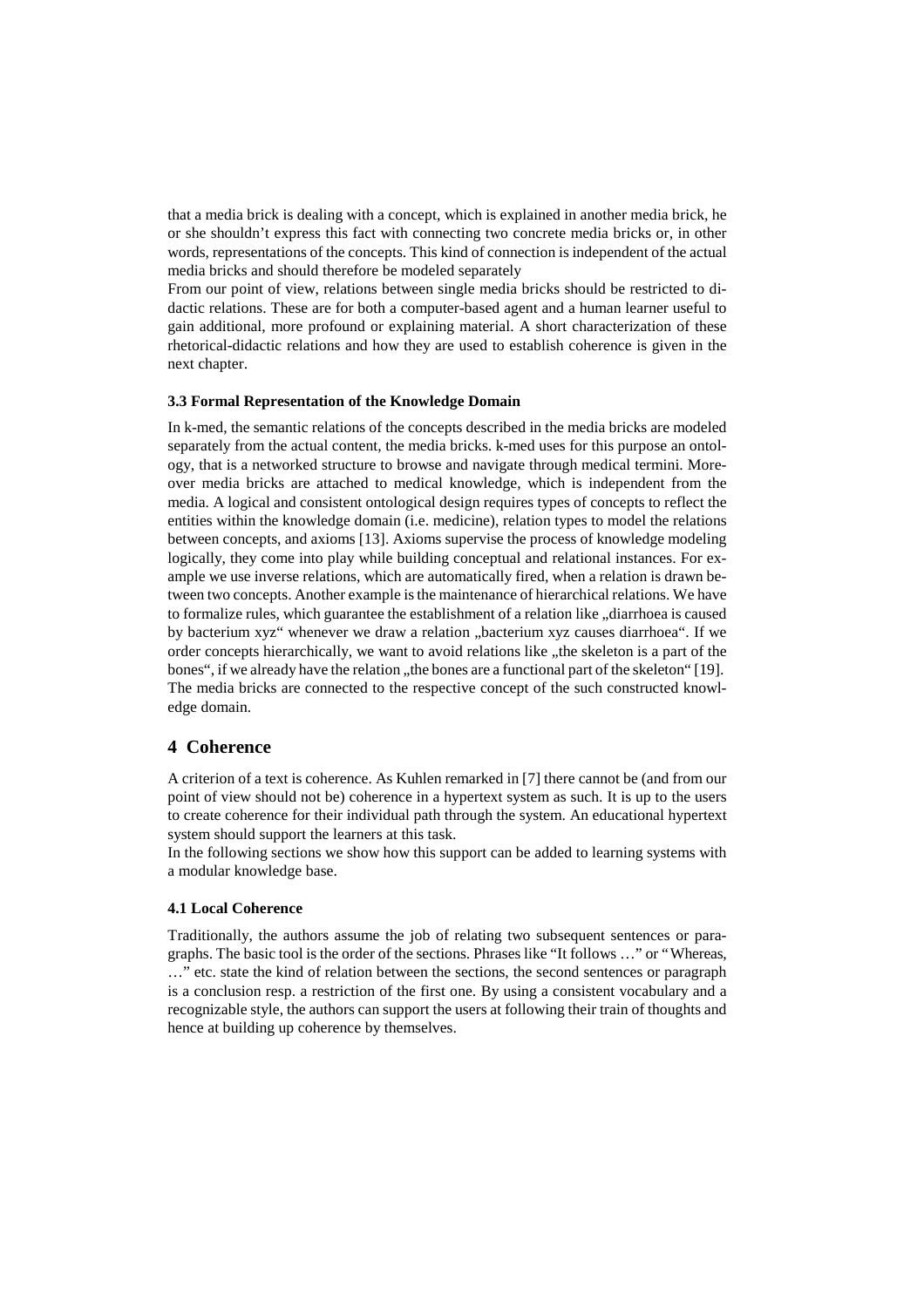that a media brick is dealing with a concept, which is explained in another media brick, he or she shouldn't express this fact with connecting two concrete media bricks or, in other words, representations of the concepts. This kind of connection is independent of the actual media bricks and should therefore be modeled separately

From our point of view, relations between single media bricks should be restricted to didactic relations. These are for both a computer-based agent and a human learner useful to gain additional, more profound or explaining material. A short characterization of these rhetorical-didactic relations and how they are used to establish coherence is given in the next chapter.

### 3.3 Formal Representation of the Knowledge Domain

In k-med, the semantic relations of the concepts described in the media bricks are modeled separately from the actual content, the media bricks. k-med uses for this purpose an ontology, that is a networked structure to browse and navigate through medical termini. Moreover media bricks are attached to medical knowledge, which is independent from the media. A logical and consistent ontological design requires types of concepts to reflect the entities within the knowledge domain (i.e. medicine), relation types to model the relations between concepts, and axioms [13]. Axioms supervise the process of knowledge modeling logically, they come into play while building conceptual and relational instances. For example we use inverse relations, which are automatically fired, when a relation is drawn between two concepts. Another example is the maintenance of hierarchical relations. We have to formalize rules, which guarantee the establishment of a relation like „diarrhoea is caused by bacterium xyz" whenever we draw a relation „bacterium xyz causes diarrhoea". If we order concepts hierarchically, we want to avoid relations like „the skeleton is a part of the bones", if we already have the relation „the bones are a functional part of the skeleton" [19]. The media bricks are connected to the respective concept of the such constructed knowledge domain.

## 4 Coherence

A criterion of a text is coherence. As Kuhlen remarked in [7] there cannot be (and from our point of view should not be) coherence in a hypertext system as such. It is up to the users to create coherence for their individual path through the system. An educational hypertext system should support the learners at this task.

In the following sections we show how this support can be added to learning systems with a modular knowledge base.

### 4.1 Local Coherence

Traditionally, the authors assume the job of relating two subsequent sentences or paragraphs. The basic tool is the order of the sections. Phrases like "It follows …" or "Whereas, …" etc. state the kind of relation between the sections, the second sentences or paragraph is a conclusion resp. a restriction of the first one. By using a consistent vocabulary and a recognizable style, the authors can support the users at following their train of thoughts and hence at building up coherence by themselves.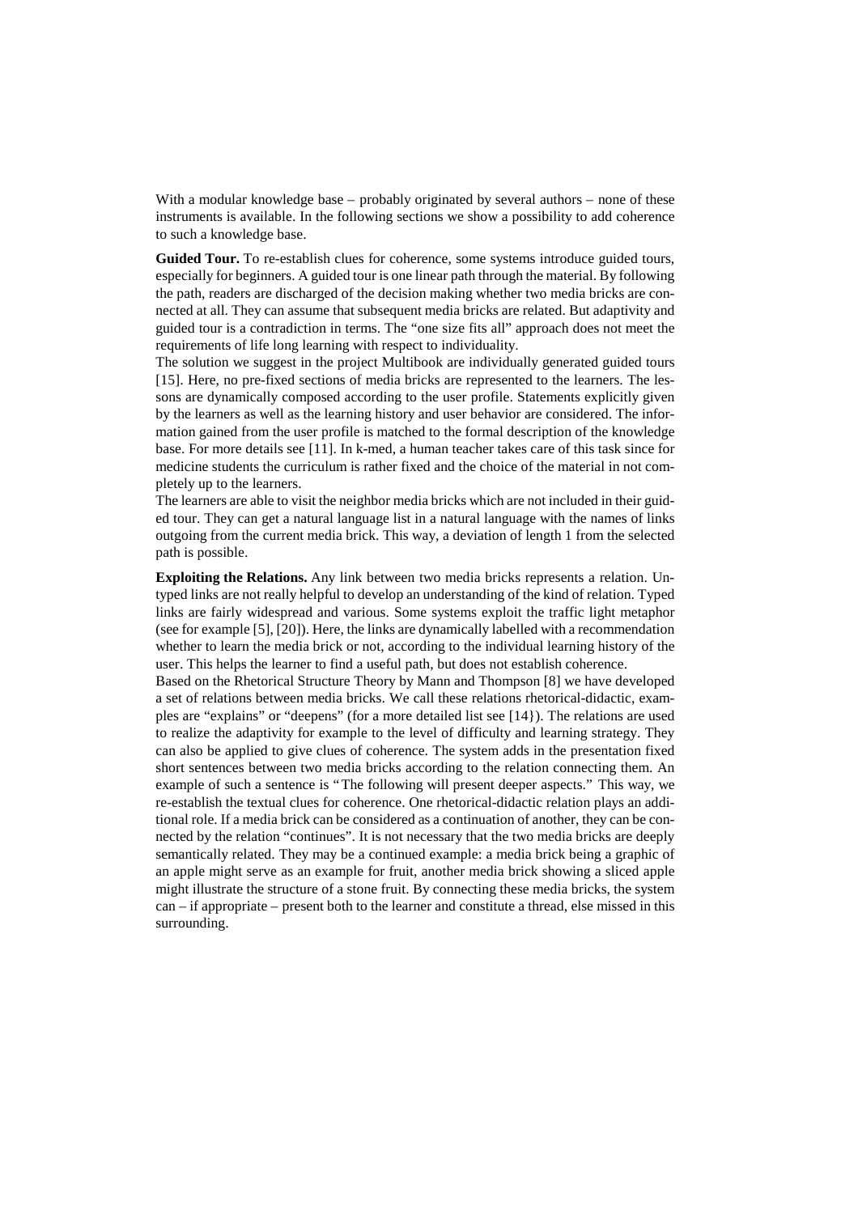With a modular knowledge base – probably originated by several authors – none of these instruments is available. In the following sections we show a possibility to add coherence to such a knowledge base.

**Guided Tour.** To re-establish clues for coherence, some systems introduce guided tours, especially for beginners. A guided tour is one linear path through the material. By following the path, readers are discharged of the decision making whether two media bricks are connected at all. They can assume that subsequent media bricks are related. But adaptivity and guided tour is a contradiction in terms. The "one size fits all" approach does not meet the requirements of life long learning with respect to individuality.

The solution we suggest in the project Multibook are individually generated guided tours [15]. Here, no pre-fixed sections of media bricks are represented to the learners. The lessons are dynamically composed according to the user profile. Statements explicitly given by the learners as well as the learning history and user behavior are considered. The information gained from the user profile is matched to the formal description of the knowledge base. For more details see [11]. In k-med, a human teacher takes care of this task since for medicine students the curriculum is rather fixed and the choice of the material in not completely up to the learners.

The learners are able to visit the neighbor media bricks which are not included in their guided tour. They can get a natural language list in a natural language with the names of links outgoing from the current media brick. This way, a deviation of length 1 from the selected path is possible.

**Exploiting the Relations.** Any link between two media bricks represents a relation. Untyped links are not really helpful to develop an understanding of the kind of relation. Typed links are fairly widespread and various. Some systems exploit the traffic light metaphor (see for example [5], [20]). Here, the links are dynamically labelled with a recommendation whether to learn the media brick or not, according to the individual learning history of the user. This helps the learner to find a useful path, but does not establish coherence.

Based on the Rhetorical Structure Theory by Mann and Thompson [8] we have developed a set of relations between media bricks. We call these relations rhetorical-didactic, examples are "explains" or "deepens" (for a more detailed list see [14}). The relations are used to realize the adaptivity for example to the level of difficulty and learning strategy. They can also be applied to give clues of coherence. The system adds in the presentation fixed short sentences between two media bricks according to the relation connecting them. An example of such a sentence is "The following will present deeper aspects." This way, we re-establish the textual clues for coherence. One rhetorical-didactic relation plays an additional role. If a media brick can be considered as a continuation of another, they can be connected by the relation "continues". It is not necessary that the two media bricks are deeply semantically related. They may be a continued example: a media brick being a graphic of an apple might serve as an example for fruit, another media brick showing a sliced apple might illustrate the structure of a stone fruit. By connecting these media bricks, the system can – if appropriate – present both to the learner and constitute a thread, else missed in this surrounding.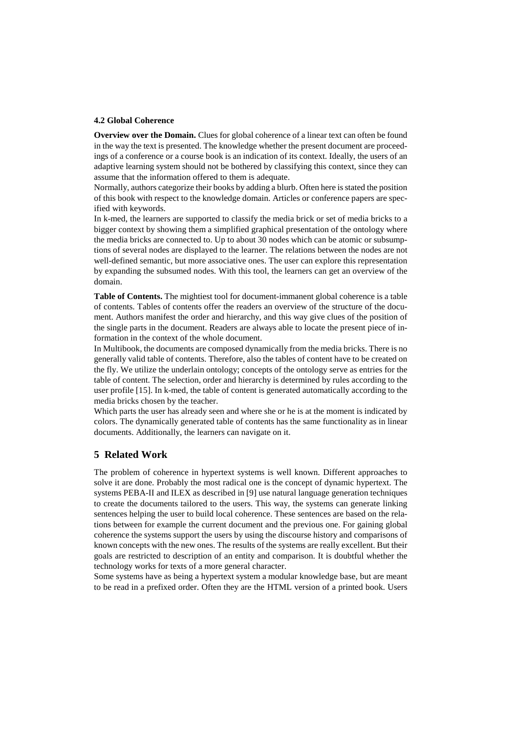### 4.2 Global Coherence

**Overview over the Domain.** Clues for global coherence of a linear text can often be found in the way the text is presented. The knowledge whether the present document are proceedings of a conference or a course book is an indication of its context. Ideally, the users of an adaptive learning system should not be bothered by classifying this context, since they can assume that the information offered to them is adequate.

Normally, authors categorize their books by adding a blurb. Often here is stated the position of this book with respect to the knowledge domain. Articles or conference papers are specified with keywords.

In k-med, the learners are supported to classify the media brick or set of media bricks to a bigger context by showing them a simplified graphical presentation of the ontology where the media bricks are connected to. Up to about 30 nodes which can be atomic or subsumptions of several nodes are displayed to the learner. The relations between the nodes are not well-defined semantic, but more associative ones. The user can explore this representation by expanding the subsumed nodes. With this tool, the learners can get an overview of the domain.

**Table of Contents.** The mightiest tool for document-immanent global coherence is a table of contents. Tables of contents offer the readers an overview of the structure of the document. Authors manifest the order and hierarchy, and this way give clues of the position of the single parts in the document. Readers are always able to locate the present piece of information in the context of the whole document.

In Multibook, the documents are composed dynamically from the media bricks. There is no generally valid table of contents. Therefore, also the tables of content have to be created on the fly. We utilize the underlain ontology; concepts of the ontology serve as entries for the table of content. The selection, order and hierarchy is determined by rules according to the user profile [15]. In k-med, the table of content is generated automatically according to the media bricks chosen by the teacher.

Which parts the user has already seen and where she or he is at the moment is indicated by colors. The dynamically generated table of contents has the same functionality as in linear documents. Additionally, the learners can navigate on it.

## 5 Related Work

The problem of coherence in hypertext systems is well known. Different approaches to solve it are done. Probably the most radical one is the concept of dynamic hypertext. The systems PEBA-II and ILEX as described in [9] use natural language generation techniques to create the documents tailored to the users. This way, the systems can generate linking sentences helping the user to build local coherence. These sentences are based on the relations between for example the current document and the previous one. For gaining global coherence the systems support the users by using the discourse history and comparisons of known concepts with the new ones. The results of the systems are really excellent. But their goals are restricted to description of an entity and comparison. It is doubtful whether the technology works for texts of a more general character.

Some systems have as being a hypertext system a modular knowledge base, but are meant to be read in a prefixed order. Often they are the HTML version of a printed book. Users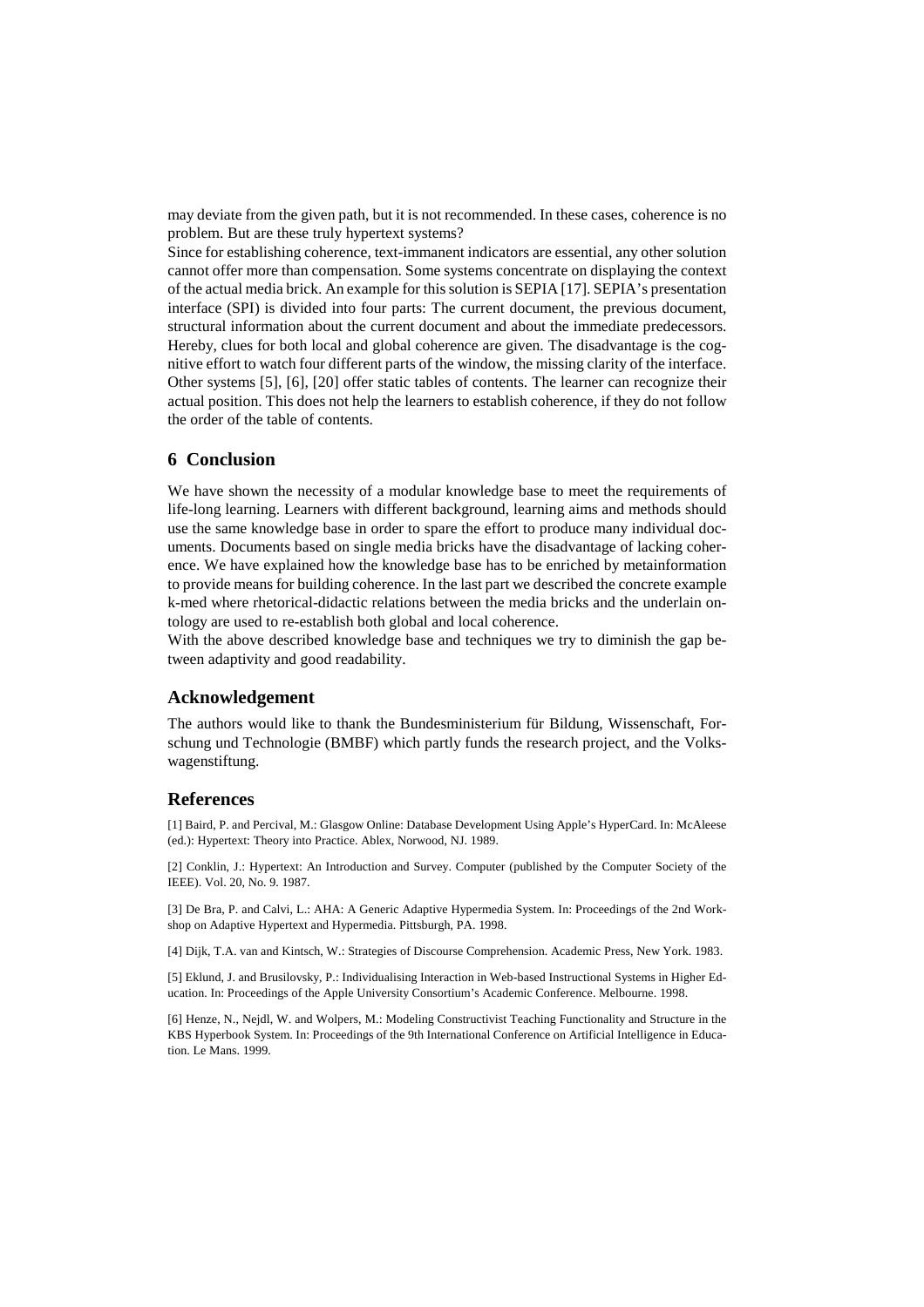may deviate from the given path, but it is not recommended. In these cases, coherence is no problem. But are these truly hypertext systems?

Since for establishing coherence, text-immanent indicators are essential, any other solution cannot offer more than compensation. Some systems concentrate on displaying the context of the actual media brick. An example for this solution is SEPIA [17]. SEPIA's presentation interface (SPI) is divided into four parts: The current document, the previous document, structural information about the current document and about the immediate predecessors. Hereby, clues for both local and global coherence are given. The disadvantage is the cognitive effort to watch four different parts of the window, the missing clarity of the interface. Other systems [5], [6], [20] offer static tables of contents. The learner can recognize their actual position. This does not help the learners to establish coherence, if they do not follow the order of the table of contents.

## 6 Conclusion

We have shown the necessity of a modular knowledge base to meet the requirements of life-long learning. Learners with different background, learning aims and methods should use the same knowledge base in order to spare the effort to produce many individual documents. Documents based on single media bricks have the disadvantage of lacking coherence. We have explained how the knowledge base has to be enriched by metainformation to provide means for building coherence. In the last part we described the concrete example k-med where rhetorical-didactic relations between the media bricks and the underlain ontology are used to re-establish both global and local coherence.

With the above described knowledge base and techniques we try to diminish the gap between adaptivity and good readability.

## Acknowledgement

The authors would like to thank the Bundesministerium für Bildung, Wissenschaft, Forschung und Technologie (BMBF) which partly funds the research project, and the Volkswagenstiftung.

## References

[1] Baird, P. and Percival, M.: Glasgow Online: Database Development Using Apple's HyperCard. In: McAleese (ed.): Hypertext: Theory into Practice. Ablex, Norwood, NJ. 1989.

[2] Conklin, J.: Hypertext: An Introduction and Survey. Computer (published by the Computer Society of the IEEE). Vol. 20, No. 9. 1987.

[3] De Bra, P. and Calvi, L.: AHA: A Generic Adaptive Hypermedia System. In: Proceedings of the 2nd Workshop on Adaptive Hypertext and Hypermedia. Pittsburgh, PA. 1998.

[4] Dijk, T.A. van and Kintsch, W.: Strategies of Discourse Comprehension. Academic Press, New York. 1983.

[5] Eklund, J. and Brusilovsky, P.: Individualising Interaction in Web-based Instructional Systems in Higher Education. In: Proceedings of the Apple University Consortium's Academic Conference. Melbourne. 1998.

[6] Henze, N., Nejdl, W. and Wolpers, M.: Modeling Constructivist Teaching Functionality and Structure in the KBS Hyperbook System. In: Proceedings of the 9th International Conference on Artificial Intelligence in Education. Le Mans. 1999.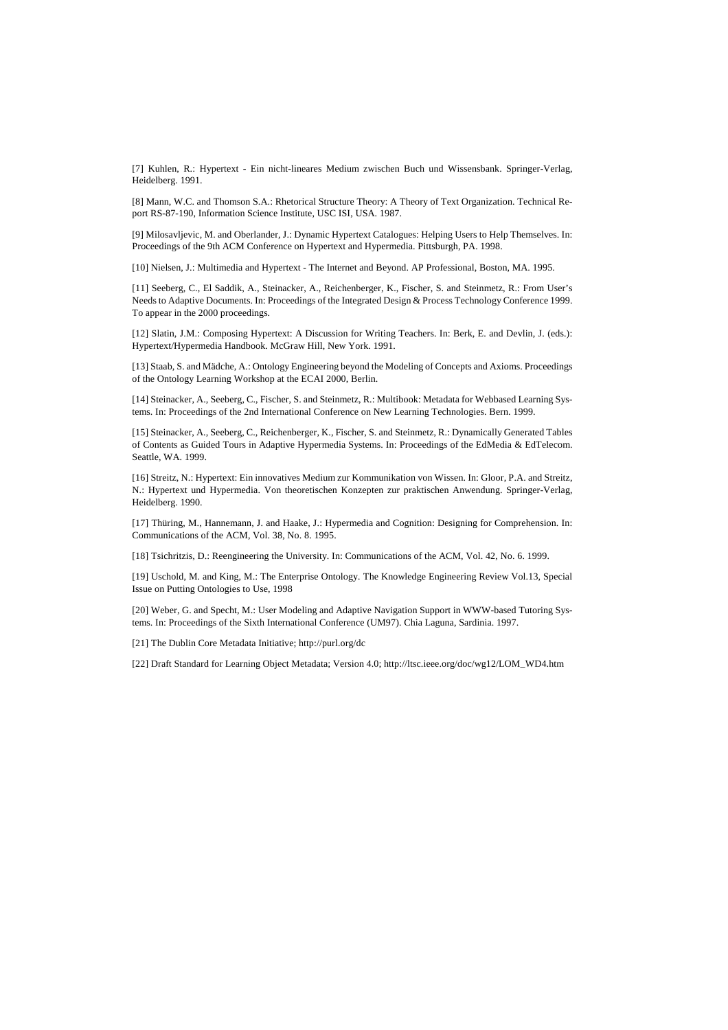[7] Kuhlen, R.: Hypertext - Ein nicht-lineares Medium zwischen Buch und Wissensbank. Springer-Verlag, Heidelberg. 1991.

[8] Mann, W.C. and Thomson S.A.: Rhetorical Structure Theory: A Theory of Text Organization. Technical Report RS-87-190, Information Science Institute, USC ISI, USA. 1987.

[9] Milosavljevic, M. and Oberlander, J.: Dynamic Hypertext Catalogues: Helping Users to Help Themselves. In: Proceedings of the 9th ACM Conference on Hypertext and Hypermedia. Pittsburgh, PA. 1998.

[10] Nielsen, J.: Multimedia and Hypertext - The Internet and Beyond. AP Professional, Boston, MA. 1995.

[11] Seeberg, C., El Saddik, A., Steinacker, A., Reichenberger, K., Fischer, S. and Steinmetz, R.: From User's Needs to Adaptive Documents. In: Proceedings of the Integrated Design & Process Technology Conference 1999. To appear in the 2000 proceedings.

[12] Slatin, J.M.: Composing Hypertext: A Discussion for Writing Teachers. In: Berk, E. and Devlin, J. (eds.): Hypertext/Hypermedia Handbook. McGraw Hill, New York. 1991.

[13] Staab, S. and Mädche, A.: Ontology Engineering beyond the Modeling of Concepts and Axioms. Proceedings of the Ontology Learning Workshop at the ECAI 2000, Berlin.

[14] Steinacker, A., Seeberg, C., Fischer, S. and Steinmetz, R.: Multibook: Metadata for Webbased Learning Systems. In: Proceedings of the 2nd International Conference on New Learning Technologies. Bern. 1999.

[15] Steinacker, A., Seeberg, C., Reichenberger, K., Fischer, S. and Steinmetz, R.: Dynamically Generated Tables of Contents as Guided Tours in Adaptive Hypermedia Systems. In: Proceedings of the EdMedia & EdTelecom. Seattle, WA. 1999.

[16] Streitz, N.: Hypertext: Ein innovatives Medium zur Kommunikation von Wissen. In: Gloor, P.A. and Streitz, N.: Hypertext und Hypermedia. Von theoretischen Konzepten zur praktischen Anwendung. Springer-Verlag, Heidelberg. 1990.

[17] Thüring, M., Hannemann, J. and Haake, J.: Hypermedia and Cognition: Designing for Comprehension. In: Communications of the ACM, Vol. 38, No. 8. 1995.

[18] Tsichritzis, D.: Reengineering the University. In: Communications of the ACM, Vol. 42, No. 6. 1999.

[19] Uschold, M. and King, M.: The Enterprise Ontology. The Knowledge Engineering Review Vol.13, Special Issue on Putting Ontologies to Use, 1998

[20] Weber, G. and Specht, M.: User Modeling and Adaptive Navigation Support in WWW-based Tutoring Systems. In: Proceedings of the Sixth International Conference (UM97). Chia Laguna, Sardinia. 1997.

[21] The Dublin Core Metadata Initiative; http://purl.org/dc

[22] Draft Standard for Learning Object Metadata; Version 4.0; http://ltsc.ieee.org/doc/wg12/LOM_WD4.htm